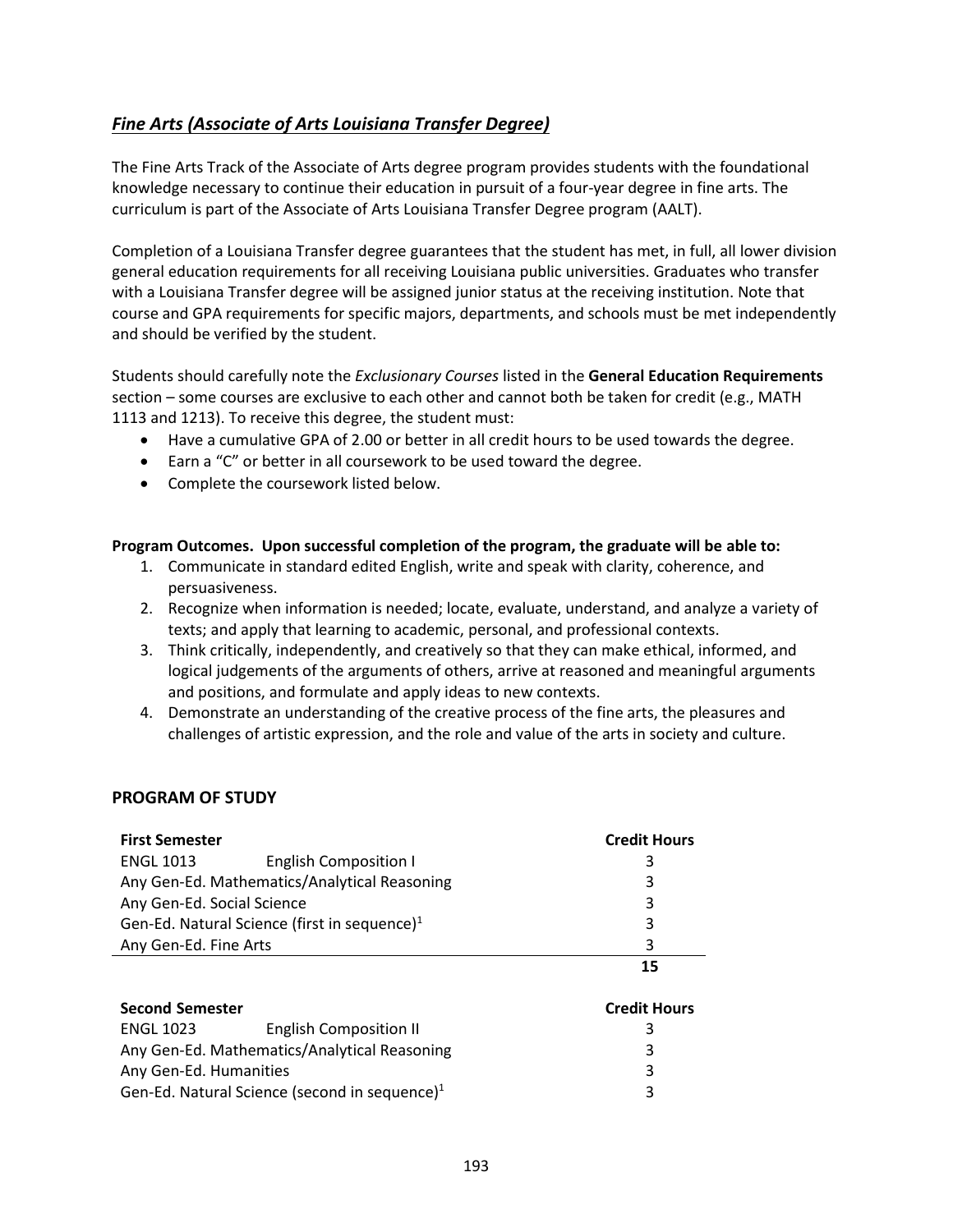## *Fine Arts (Associate of Arts Louisiana Transfer Degree)*

The Fine Arts Track of the Associate of Arts degree program provides students with the foundational knowledge necessary to continue their education in pursuit of a four-year degree in fine arts. The curriculum is part of the Associate of Arts Louisiana Transfer Degree program (AALT).

Completion of a Louisiana Transfer degree guarantees that the student has met, in full, all lower division general education requirements for all receiving Louisiana public universities. Graduates who transfer with a Louisiana Transfer degree will be assigned junior status at the receiving institution. Note that course and GPA requirements for specific majors, departments, and schools must be met independently and should be verified by the student.

Students should carefully note the *Exclusionary Courses* listed in the **General Education Requirements** section – some courses are exclusive to each other and cannot both be taken for credit (e.g., MATH 1113 and 1213). To receive this degree, the student must:

- Have a cumulative GPA of 2.00 or better in all credit hours to be used towards the degree.
- Earn a "C" or better in all coursework to be used toward the degree.
- Complete the coursework listed below.

**Program Outcomes. Upon successful completion of the program, the graduate will be able to:**

1. Communicate in standard edited English, write and speak with clarity, coherence, and persuasiveness.
2. Recognize when information is needed; locate, evaluate, understand, and analyze a variety of texts; and apply that learning to academic, personal, and professional contexts.
3. Think critically, independently, and creatively so that they can make ethical, informed, and logical judgements of the arguments of others, arrive at reasoned and meaningful arguments and positions, and formulate and apply ideas to new contexts.
4. Demonstrate an understanding of the creative process of the fine arts, the pleasures and challenges of artistic expression, and the role and value of the arts in society and culture.

### PROGRAM OF STUDY

| **First Semester** | | **Credit Hours** |
|---|---|---|
| ENGL 1013 | English Composition I | 3 |
| Any Gen-Ed. Mathematics/Analytical Reasoning | | 3 |
| Any Gen-Ed. Social Science | | 3 |
| Gen-Ed. Natural Science (first in sequence)[1] | | 3 |
| Any Gen-Ed. Fine Arts | | 3 |
| | | **15** |

| **Second Semester** | | **Credit Hours** |
|---|---|---|
| ENGL 1023 | English Composition II | 3 |
| Any Gen-Ed. Mathematics/Analytical Reasoning | | 3 |
| Any Gen-Ed. Humanities | | 3 |
| Gen-Ed. Natural Science (second in sequence)[1] | | 3 |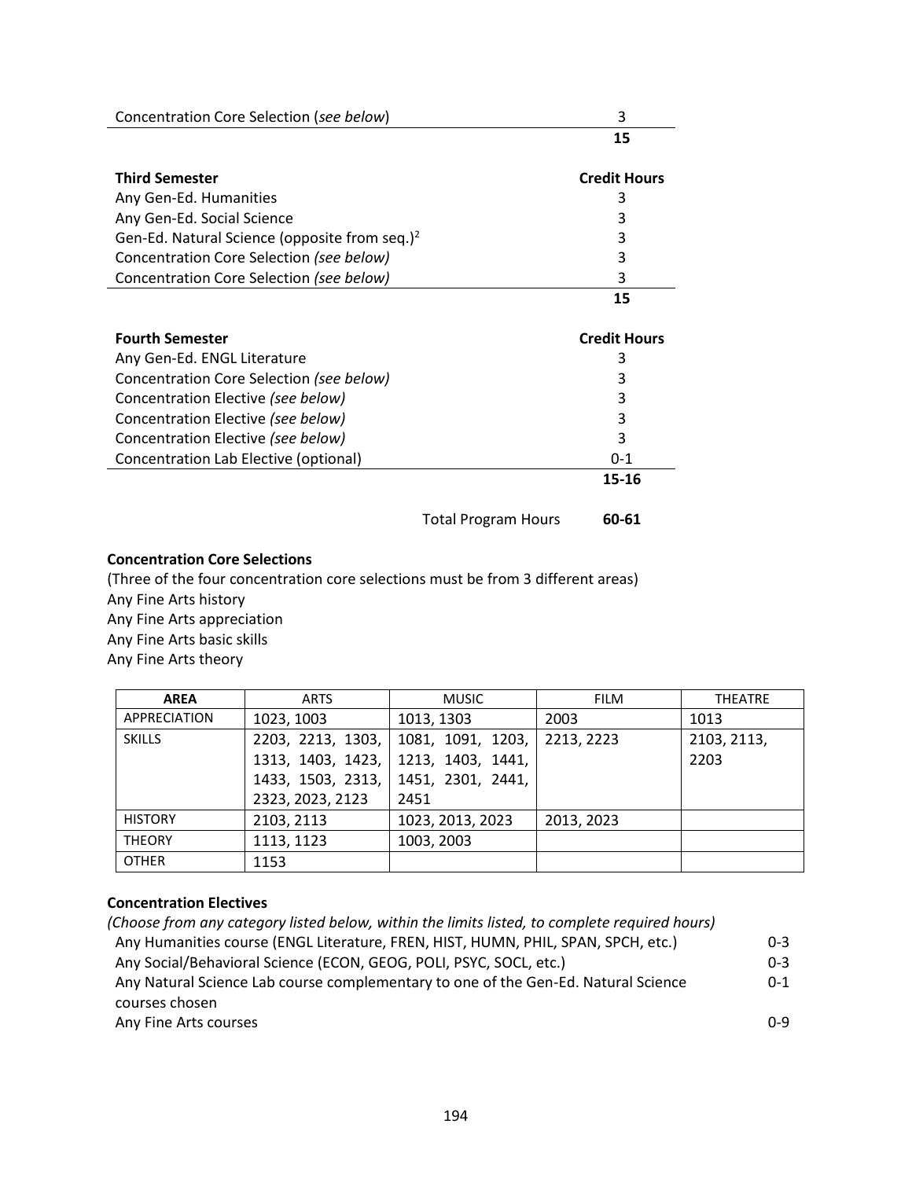| | |
|---|---|
| Concentration Core Selection (*see below*) | 3 |
| | **15** |

| **Third Semester** | **Credit Hours** |
|---|---|
| Any Gen-Ed. Humanities | 3 |
| Any Gen-Ed. Social Science | 3 |
| Gen-Ed. Natural Science (opposite from seq.)[2] | 3 |
| Concentration Core Selection *(see below)* | 3 |
| Concentration Core Selection *(see below)* | 3 |
| | **15** |

| **Fourth Semester** | **Credit Hours** |
|---|---|
| Any Gen-Ed. ENGL Literature | 3 |
| Concentration Core Selection *(see below)* | 3 |
| Concentration Elective *(see below)* | 3 |
| Concentration Elective *(see below)* | 3 |
| Concentration Elective *(see below)* | 3 |
| Concentration Lab Elective (optional) | 0-1 |
| | **15-16** |

Total Program Hours **60-61**

**Concentration Core Selections**

(Three of the four concentration core selections must be from 3 different areas)

Any Fine Arts history
Any Fine Arts appreciation
Any Fine Arts basic skills
Any Fine Arts theory

| **AREA** | ARTS | MUSIC | FILM | THEATRE |
|---|---|---|---|---|
| APPRECIATION | 1023, 1003 | 1013, 1303 | 2003 | 1013 |
| SKILLS | 2203, 2213, 1303, 1313, 1403, 1423, 1433, 1503, 2313, 2323, 2023, 2123 | 1081, 1091, 1203, 1213, 1403, 1441, 1451, 2301, 2441, 2451 | 2213, 2223 | 2103, 2113, 2203 |
| HISTORY | 2103, 2113 | 1023, 2013, 2023 | 2013, 2023 | |
| THEORY | 1113, 1123 | 1003, 2003 | | |
| OTHER | 1153 | | | |

**Concentration Electives**

*(Choose from any category listed below, within the limits listed, to complete required hours)*

| | |
|---|---|
| Any Humanities course (ENGL Literature, FREN, HIST, HUMN, PHIL, SPAN, SPCH, etc.) | 0-3 |
| Any Social/Behavioral Science (ECON, GEOG, POLI, PSYC, SOCL, etc.) | 0-3 |
| Any Natural Science Lab course complementary to one of the Gen-Ed. Natural Science courses chosen | 0-1 |
| Any Fine Arts courses | 0-9 |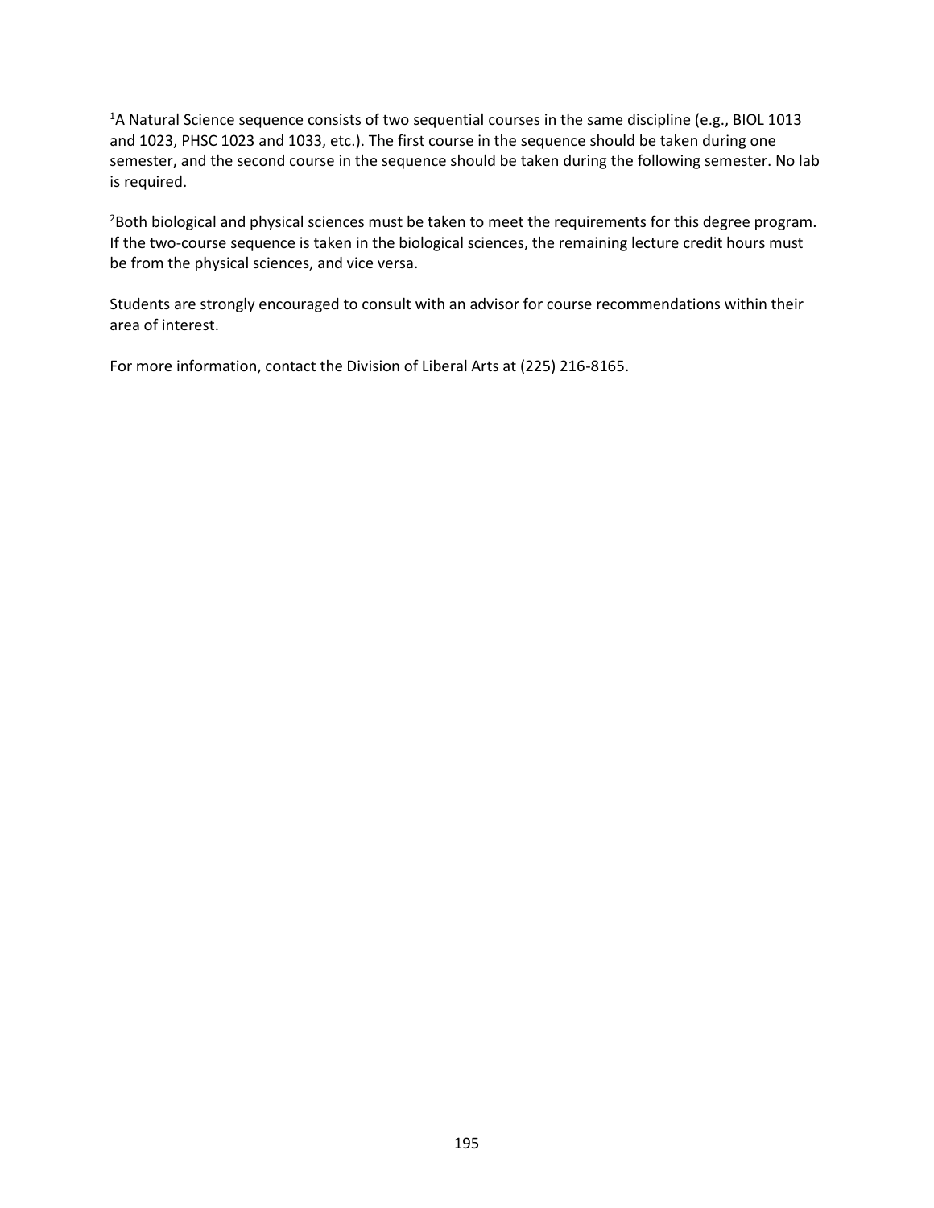[1]A Natural Science sequence consists of two sequential courses in the same discipline (e.g., BIOL 1013 and 1023, PHSC 1023 and 1033, etc.). The first course in the sequence should be taken during one semester, and the second course in the sequence should be taken during the following semester. No lab is required.

[2]Both biological and physical sciences must be taken to meet the requirements for this degree program. If the two-course sequence is taken in the biological sciences, the remaining lecture credit hours must be from the physical sciences, and vice versa.

Students are strongly encouraged to consult with an advisor for course recommendations within their area of interest.

For more information, contact the Division of Liberal Arts at (225) 216-8165.